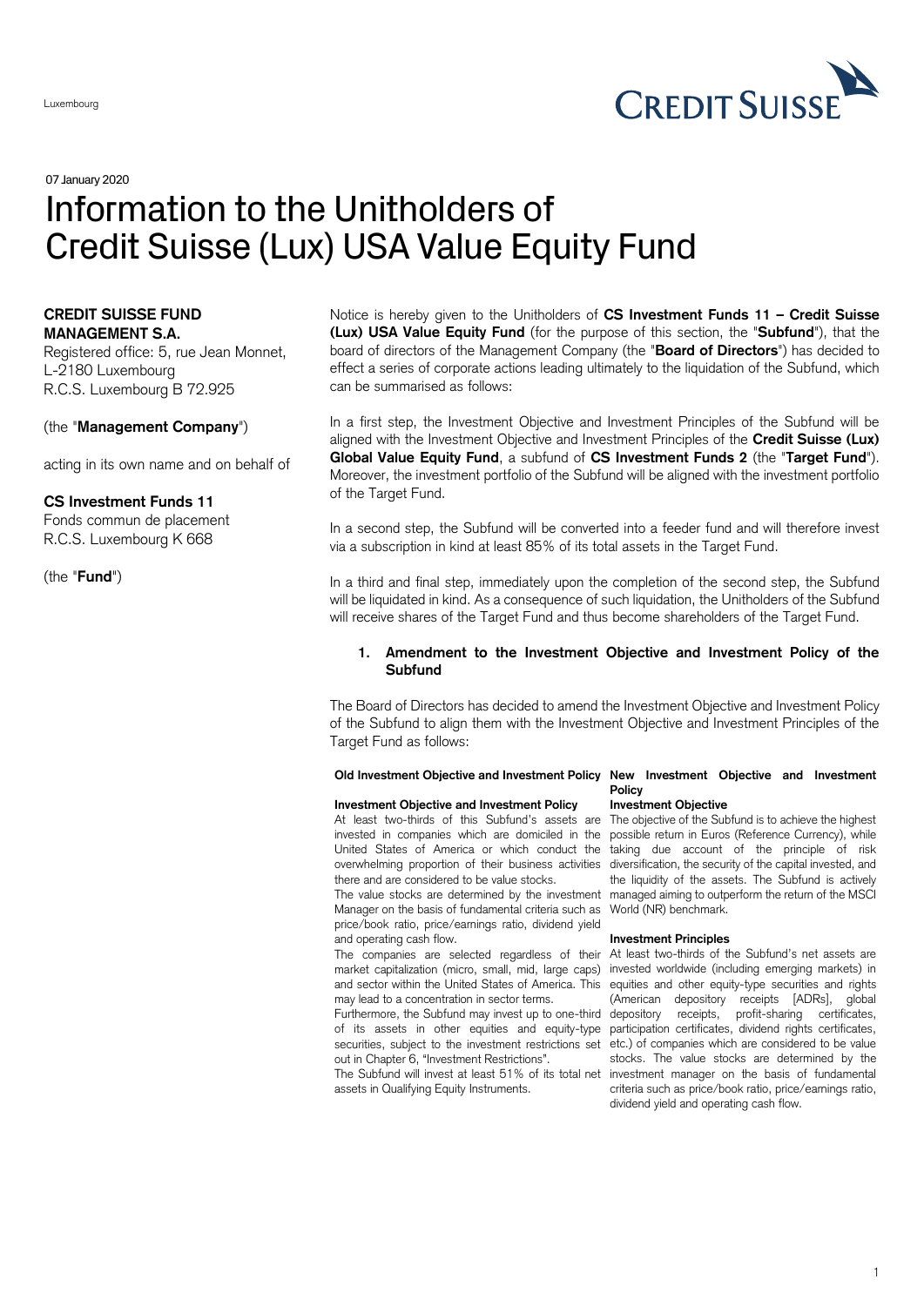Luxembourg

07 January 2020

# Information to the Unitholders of Credit Suisse (Lux) USA Value Equity Fund

**CREDIT SUISSE FUND MANAGEMENT S.A.**
Registered office: 5, rue Jean Monnet, L-2180 Luxembourg
R.C.S. Luxembourg B 72.925

(the "**Management Company**")

acting in its own name and on behalf of

**CS Investment Funds 11**
Fonds commun de placement
R.C.S. Luxembourg K 668

(the "**Fund**")

Notice is hereby given to the Unitholders of **CS Investment Funds 11 – Credit Suisse (Lux) USA Value Equity Fund** (for the purpose of this section, the "**Subfund**"), that the board of directors of the Management Company (the "**Board of Directors**") has decided to effect a series of corporate actions leading ultimately to the liquidation of the Subfund, which can be summarised as follows:

In a first step, the Investment Objective and Investment Principles of the Subfund will be aligned with the Investment Objective and Investment Principles of the **Credit Suisse (Lux) Global Value Equity Fund**, a subfund of **CS Investment Funds 2** (the "**Target Fund**"). Moreover, the investment portfolio of the Subfund will be aligned with the investment portfolio of the Target Fund.

In a second step, the Subfund will be converted into a feeder fund and will therefore invest via a subscription in kind at least 85% of its total assets in the Target Fund.

In a third and final step, immediately upon the completion of the second step, the Subfund will be liquidated in kind. As a consequence of such liquidation, the Unitholders of the Subfund will receive shares of the Target Fund and thus become shareholders of the Target Fund.

## 1. Amendment to the Investment Objective and Investment Policy of the Subfund

The Board of Directors has decided to amend the Investment Objective and Investment Policy of the Subfund to align them with the Investment Objective and Investment Principles of the Target Fund as follows:

| Old Investment Objective and Investment Policy | New Investment Objective and Investment Policy |
|---|---|
| **Investment Objective and Investment Policy**<br>At least two-thirds of this Subfund's assets are invested in companies which are domiciled in the United States of America or which conduct the overwhelming proportion of their business activities there and are considered to be value stocks.<br>The value stocks are determined by the investment Manager on the basis of fundamental criteria such as price/book ratio, price/earnings ratio, dividend yield and operating cash flow.<br>The companies are selected regardless of their market capitalization (micro, small, mid, large caps) and sector within the United States of America. This may lead to a concentration in sector terms.<br>Furthermore, the Subfund may invest up to one-third of its assets in other equities and equity-type securities, subject to the investment restrictions set out in Chapter 6, "Investment Restrictions".<br>The Subfund will invest at least 51% of its total net assets in Qualifying Equity Instruments. | **Investment Objective**<br>The objective of the Subfund is to achieve the highest possible return in Euros (Reference Currency), while taking due account of the principle of risk diversification, the security of the capital invested, and the liquidity of the assets. The Subfund is actively managed aiming to outperform the return of the MSCI World (NR) benchmark.<br>**Investment Principles**<br>At least two-thirds of the Subfund's net assets are invested worldwide (including emerging markets) in equities and other equity-type securities and rights (American depository receipts [ADRs], global depository receipts, profit-sharing certificates, participation certificates, dividend rights certificates, etc.) of companies which are considered to be value stocks. The value stocks are determined by the investment manager on the basis of fundamental criteria such as price/book ratio, price/earnings ratio, dividend yield and operating cash flow. |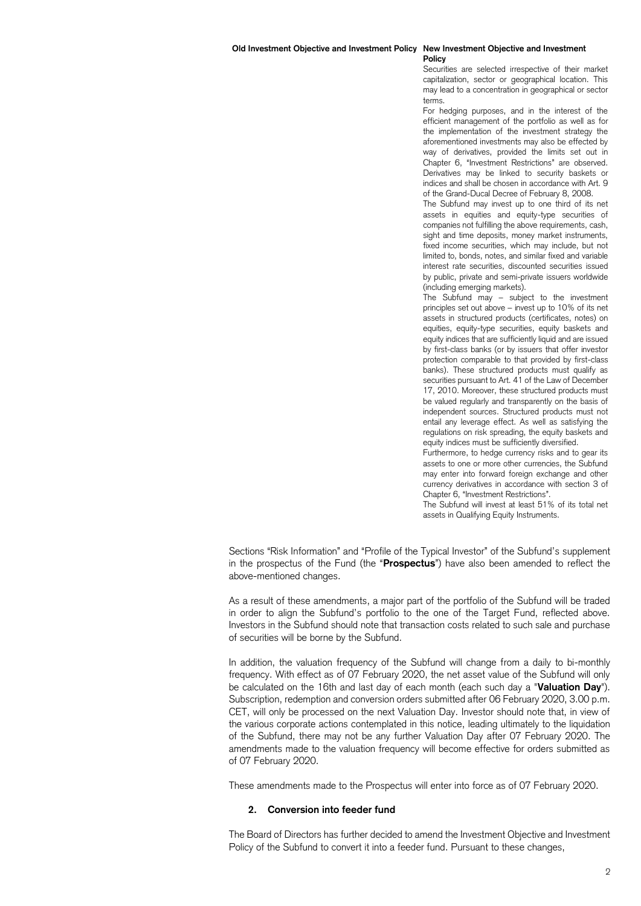| Old Investment Objective and Investment Policy | New Investment Objective and Investment Policy |
|---|---|
| | Securities are selected irrespective of their market capitalization, sector or geographical location. This may lead to a concentration in geographical or sector terms.<br>For hedging purposes, and in the interest of the efficient management of the portfolio as well as for the implementation of the investment strategy the aforementioned investments may also be effected by way of derivatives, provided the limits set out in Chapter 6, "Investment Restrictions" are observed. Derivatives may be linked to security baskets or indices and shall be chosen in accordance with Art. 9 of the Grand-Ducal Decree of February 8, 2008.<br>The Subfund may invest up to one third of its net assets in equities and equity-type securities of companies not fulfilling the above requirements, cash, sight and time deposits, money market instruments, fixed income securities, which may include, but not limited to, bonds, notes, and similar fixed and variable interest rate securities, discounted securities issued by public, private and semi-private issuers worldwide (including emerging markets).<br>The Subfund may – subject to the investment principles set out above – invest up to 10% of its net assets in structured products (certificates, notes) on equities, equity-type securities, equity baskets and equity indices that are sufficiently liquid and are issued by first-class banks (or by issuers that offer investor protection comparable to that provided by first-class banks). These structured products must qualify as securities pursuant to Art. 41 of the Law of December 17, 2010. Moreover, these structured products must be valued regularly and transparently on the basis of independent sources. Structured products must not entail any leverage effect. As well as satisfying the regulations on risk spreading, the equity baskets and equity indices must be sufficiently diversified.<br>Furthermore, to hedge currency risks and to gear its assets to one or more other currencies, the Subfund may enter into forward foreign exchange and other currency derivatives in accordance with section 3 of Chapter 6, "Investment Restrictions".<br>The Subfund will invest at least 51% of its total net assets in Qualifying Equity Instruments. |

Sections "Risk Information" and "Profile of the Typical Investor" of the Subfund's supplement in the prospectus of the Fund (the "**Prospectus**") have also been amended to reflect the above-mentioned changes.

As a result of these amendments, a major part of the portfolio of the Subfund will be traded in order to align the Subfund's portfolio to the one of the Target Fund, reflected above. Investors in the Subfund should note that transaction costs related to such sale and purchase of securities will be borne by the Subfund.

In addition, the valuation frequency of the Subfund will change from a daily to bi-monthly frequency. With effect as of 07 February 2020, the net asset value of the Subfund will only be calculated on the 16th and last day of each month (each such day a "**Valuation Day**"). Subscription, redemption and conversion orders submitted after 06 February 2020, 3.00 p.m. CET, will only be processed on the next Valuation Day. Investor should note that, in view of the various corporate actions contemplated in this notice, leading ultimately to the liquidation of the Subfund, there may not be any further Valuation Day after 07 February 2020. The amendments made to the valuation frequency will become effective for orders submitted as of 07 February 2020.

These amendments made to the Prospectus will enter into force as of 07 February 2020.

## 2. Conversion into feeder fund

The Board of Directors has further decided to amend the Investment Objective and Investment Policy of the Subfund to convert it into a feeder fund. Pursuant to these changes,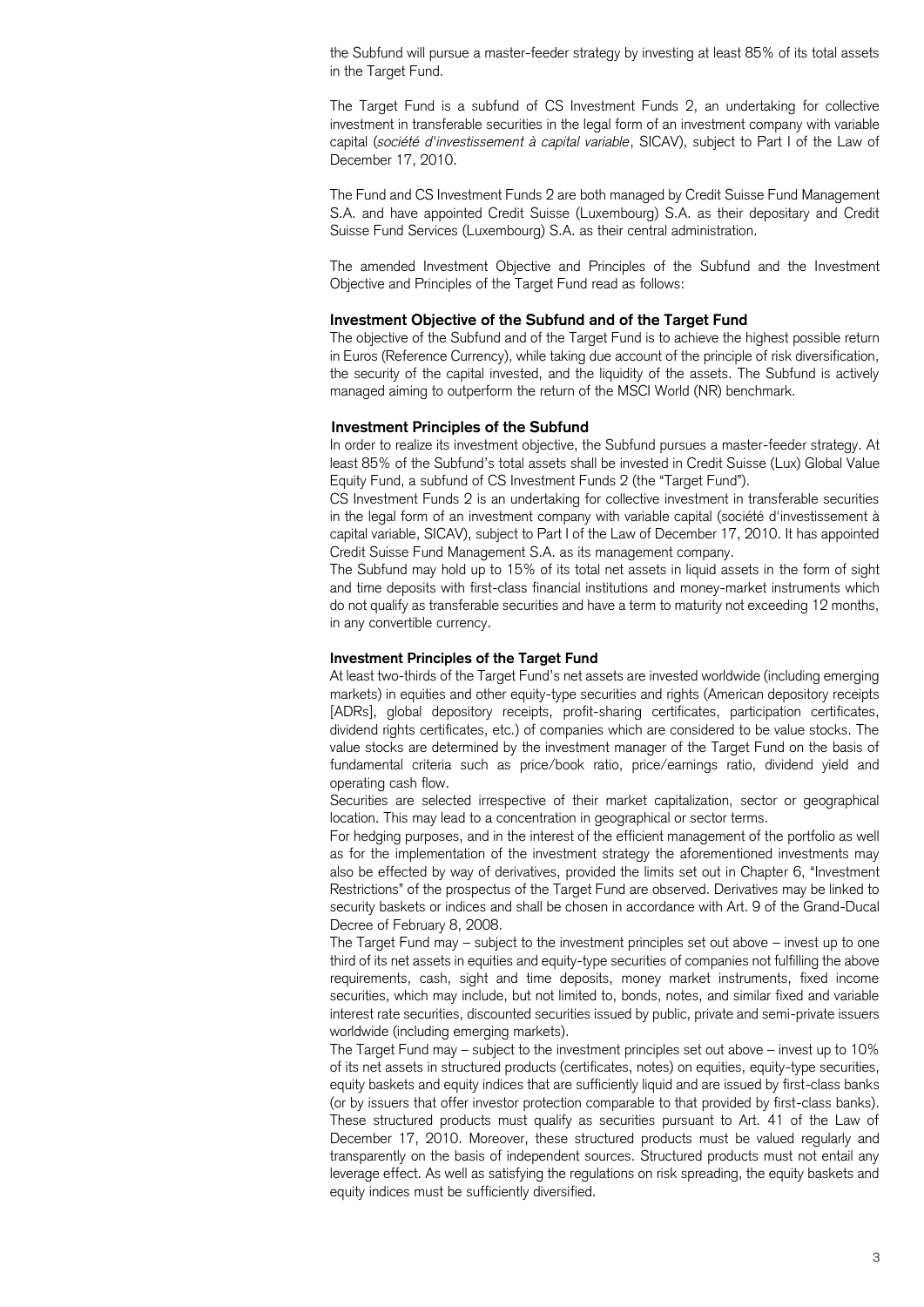the Subfund will pursue a master-feeder strategy by investing at least 85% of its total assets in the Target Fund.

The Target Fund is a subfund of CS Investment Funds 2, an undertaking for collective investment in transferable securities in the legal form of an investment company with variable capital (*société d'investissement à capital variable*, SICAV), subject to Part I of the Law of December 17, 2010.

The Fund and CS Investment Funds 2 are both managed by Credit Suisse Fund Management S.A. and have appointed Credit Suisse (Luxembourg) S.A. as their depositary and Credit Suisse Fund Services (Luxembourg) S.A. as their central administration.

The amended Investment Objective and Principles of the Subfund and the Investment Objective and Principles of the Target Fund read as follows:

**Investment Objective of the Subfund and of the Target Fund**

The objective of the Subfund and of the Target Fund is to achieve the highest possible return in Euros (Reference Currency), while taking due account of the principle of risk diversification, the security of the capital invested, and the liquidity of the assets. The Subfund is actively managed aiming to outperform the return of the MSCI World (NR) benchmark.

**Investment Principles of the Subfund**

In order to realize its investment objective, the Subfund pursues a master-feeder strategy. At least 85% of the Subfund's total assets shall be invested in Credit Suisse (Lux) Global Value Equity Fund, a subfund of CS Investment Funds 2 (the "Target Fund").

CS Investment Funds 2 is an undertaking for collective investment in transferable securities in the legal form of an investment company with variable capital (société d'investissement à capital variable, SICAV), subject to Part I of the Law of December 17, 2010. It has appointed Credit Suisse Fund Management S.A. as its management company.

The Subfund may hold up to 15% of its total net assets in liquid assets in the form of sight and time deposits with first-class financial institutions and money-market instruments which do not qualify as transferable securities and have a term to maturity not exceeding 12 months, in any convertible currency.

**Investment Principles of the Target Fund**

At least two-thirds of the Target Fund's net assets are invested worldwide (including emerging markets) in equities and other equity-type securities and rights (American depository receipts [ADRs], global depository receipts, profit-sharing certificates, participation certificates, dividend rights certificates, etc.) of companies which are considered to be value stocks. The value stocks are determined by the investment manager of the Target Fund on the basis of fundamental criteria such as price/book ratio, price/earnings ratio, dividend yield and operating cash flow.

Securities are selected irrespective of their market capitalization, sector or geographical location. This may lead to a concentration in geographical or sector terms.

For hedging purposes, and in the interest of the efficient management of the portfolio as well as for the implementation of the investment strategy the aforementioned investments may also be effected by way of derivatives, provided the limits set out in Chapter 6, "Investment Restrictions" of the prospectus of the Target Fund are observed. Derivatives may be linked to security baskets or indices and shall be chosen in accordance with Art. 9 of the Grand-Ducal Decree of February 8, 2008.

The Target Fund may – subject to the investment principles set out above – invest up to one third of its net assets in equities and equity-type securities of companies not fulfilling the above requirements, cash, sight and time deposits, money market instruments, fixed income securities, which may include, but not limited to, bonds, notes, and similar fixed and variable interest rate securities, discounted securities issued by public, private and semi-private issuers worldwide (including emerging markets).

The Target Fund may – subject to the investment principles set out above – invest up to 10% of its net assets in structured products (certificates, notes) on equities, equity-type securities, equity baskets and equity indices that are sufficiently liquid and are issued by first-class banks (or by issuers that offer investor protection comparable to that provided by first-class banks). These structured products must qualify as securities pursuant to Art. 41 of the Law of December 17, 2010. Moreover, these structured products must be valued regularly and transparently on the basis of independent sources. Structured products must not entail any leverage effect. As well as satisfying the regulations on risk spreading, the equity baskets and equity indices must be sufficiently diversified.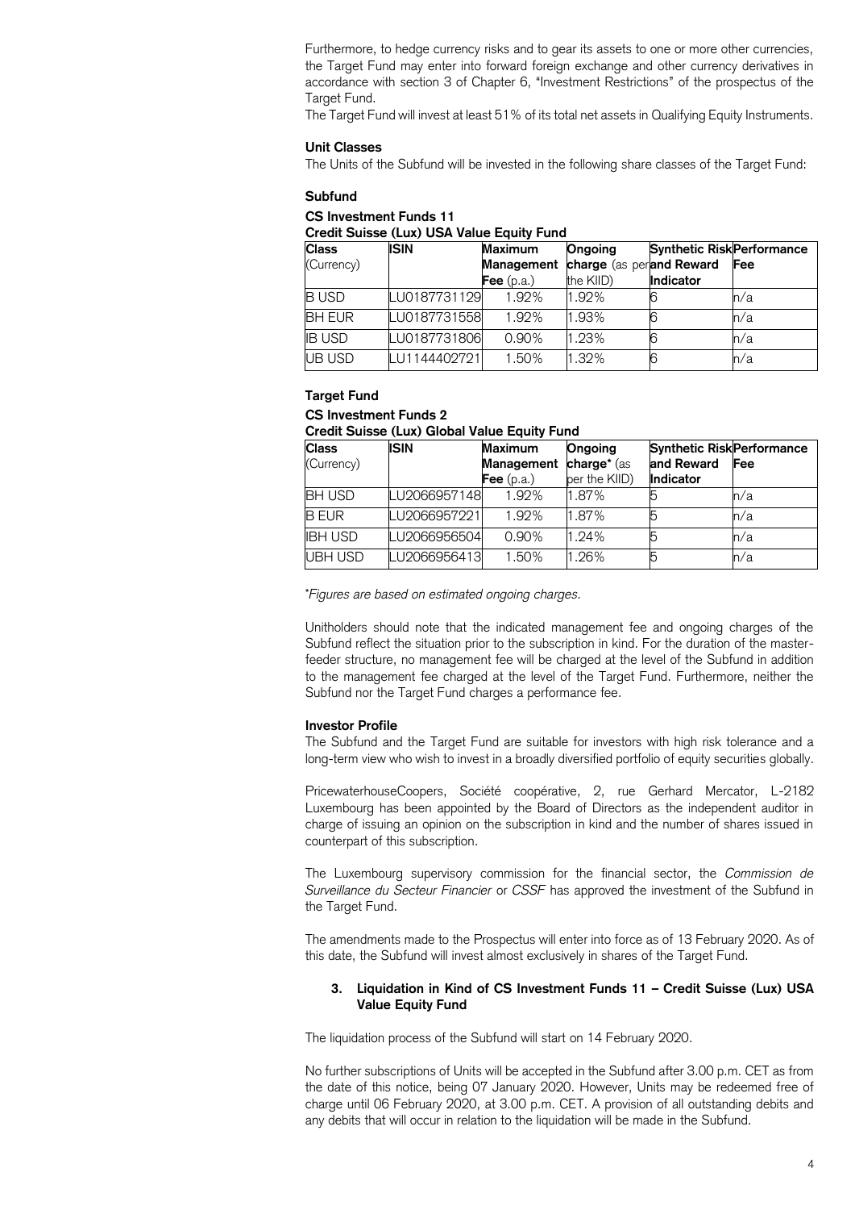Furthermore, to hedge currency risks and to gear its assets to one or more other currencies, the Target Fund may enter into forward foreign exchange and other currency derivatives in accordance with section 3 of Chapter 6, "Investment Restrictions" of the prospectus of the Target Fund.

The Target Fund will invest at least 51% of its total net assets in Qualifying Equity Instruments.

**Unit Classes**

The Units of the Subfund will be invested in the following share classes of the Target Fund:

**Subfund**

**CS Investment Funds 11**
**Credit Suisse (Lux) USA Value Equity Fund**

| **Class** (Currency) | **ISIN** | **Maximum Management Fee** (p.a.) | **Ongoing charge** (as per the KIID) | **Synthetic Risk and Reward Indicator** | **Performance Fee** |
|---|---|---|---|---|---|
| B USD | LU0187731129 | 1.92% | 1.92% | 6 | n/a |
| BH EUR | LU0187731558 | 1.92% | 1.93% | 6 | n/a |
| IB USD | LU0187731806 | 0.90% | 1.23% | 6 | n/a |
| UB USD | LU1144402721 | 1.50% | 1.32% | 6 | n/a |

**Target Fund**

**CS Investment Funds 2**
**Credit Suisse (Lux) Global Value Equity Fund**

| **Class** (Currency) | **ISIN** | **Maximum Management Fee** (p.a.) | **Ongoing charge*** (as per the KIID) | **Synthetic Risk and Reward Indicator** | **Performance Fee** |
|---|---|---|---|---|---|
| BH USD | LU2066957148 | 1.92% | 1.87% | 5 | n/a |
| B EUR | LU2066957221 | 1.92% | 1.87% | 5 | n/a |
| IBH USD | LU2066956504 | 0.90% | 1.24% | 5 | n/a |
| UBH USD | LU2066956413 | 1.50% | 1.26% | 5 | n/a |

**Figures are based on estimated ongoing charges.*

Unitholders should note that the indicated management fee and ongoing charges of the Subfund reflect the situation prior to the subscription in kind. For the duration of the master-feeder structure, no management fee will be charged at the level of the Subfund in addition to the management fee charged at the level of the Target Fund. Furthermore, neither the Subfund nor the Target Fund charges a performance fee.

**Investor Profile**

The Subfund and the Target Fund are suitable for investors with high risk tolerance and a long-term view who wish to invest in a broadly diversified portfolio of equity securities globally.

PricewaterhouseCoopers, Société coopérative, 2, rue Gerhard Mercator, L-2182 Luxembourg has been appointed by the Board of Directors as the independent auditor in charge of issuing an opinion on the subscription in kind and the number of shares issued in counterpart of this subscription.

The Luxembourg supervisory commission for the financial sector, the *Commission de Surveillance du Secteur Financier* or *CSSF* has approved the investment of the Subfund in the Target Fund.

The amendments made to the Prospectus will enter into force as of 13 February 2020. As of this date, the Subfund will invest almost exclusively in shares of the Target Fund.

### 3. Liquidation in Kind of CS Investment Funds 11 – Credit Suisse (Lux) USA Value Equity Fund

The liquidation process of the Subfund will start on 14 February 2020.

No further subscriptions of Units will be accepted in the Subfund after 3.00 p.m. CET as from the date of this notice, being 07 January 2020. However, Units may be redeemed free of charge until 06 February 2020, at 3.00 p.m. CET. A provision of all outstanding debits and any debits that will occur in relation to the liquidation will be made in the Subfund.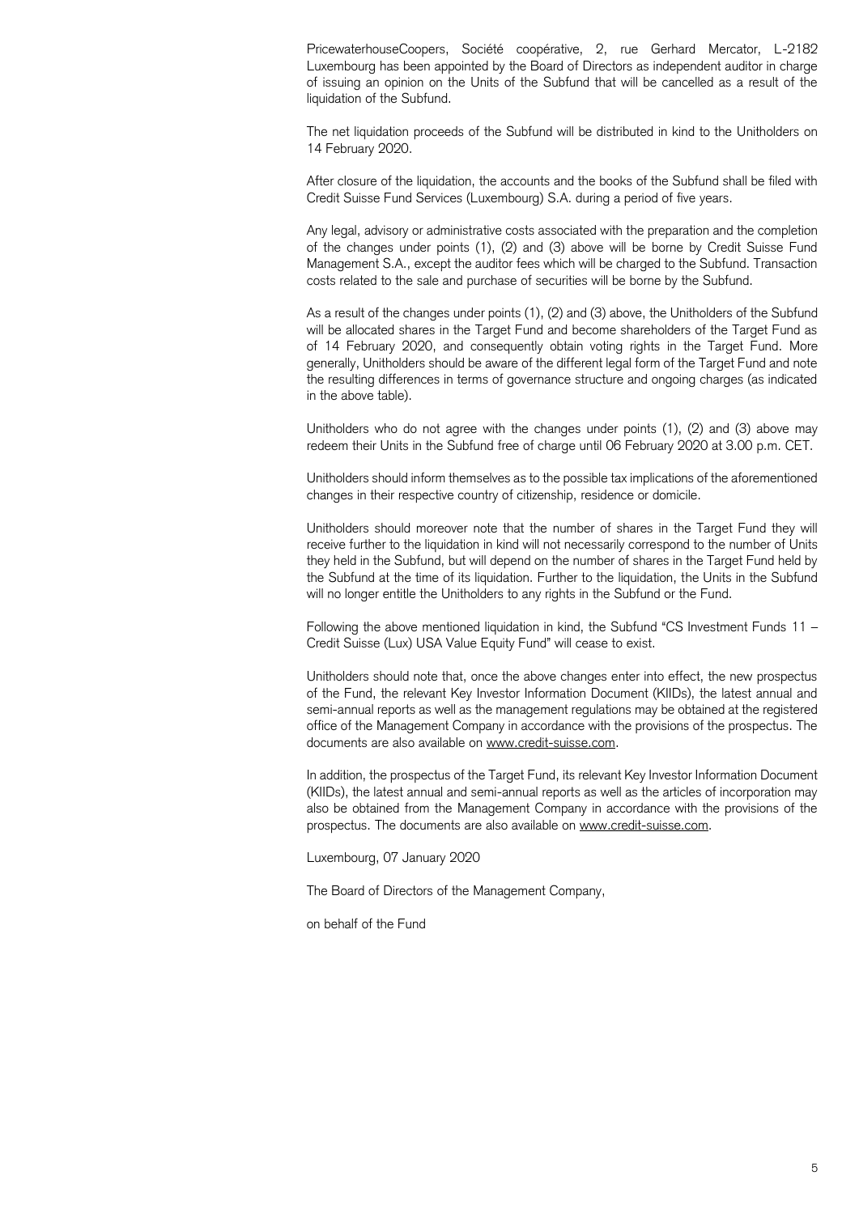PricewaterhouseCoopers, Société coopérative, 2, rue Gerhard Mercator, L-2182 Luxembourg has been appointed by the Board of Directors as independent auditor in charge of issuing an opinion on the Units of the Subfund that will be cancelled as a result of the liquidation of the Subfund.

The net liquidation proceeds of the Subfund will be distributed in kind to the Unitholders on 14 February 2020.

After closure of the liquidation, the accounts and the books of the Subfund shall be filed with Credit Suisse Fund Services (Luxembourg) S.A. during a period of five years.

Any legal, advisory or administrative costs associated with the preparation and the completion of the changes under points (1), (2) and (3) above will be borne by Credit Suisse Fund Management S.A., except the auditor fees which will be charged to the Subfund. Transaction costs related to the sale and purchase of securities will be borne by the Subfund.

As a result of the changes under points (1), (2) and (3) above, the Unitholders of the Subfund will be allocated shares in the Target Fund and become shareholders of the Target Fund as of 14 February 2020, and consequently obtain voting rights in the Target Fund. More generally, Unitholders should be aware of the different legal form of the Target Fund and note the resulting differences in terms of governance structure and ongoing charges (as indicated in the above table).

Unitholders who do not agree with the changes under points (1), (2) and (3) above may redeem their Units in the Subfund free of charge until 06 February 2020 at 3.00 p.m. CET.

Unitholders should inform themselves as to the possible tax implications of the aforementioned changes in their respective country of citizenship, residence or domicile.

Unitholders should moreover note that the number of shares in the Target Fund they will receive further to the liquidation in kind will not necessarily correspond to the number of Units they held in the Subfund, but will depend on the number of shares in the Target Fund held by the Subfund at the time of its liquidation. Further to the liquidation, the Units in the Subfund will no longer entitle the Unitholders to any rights in the Subfund or the Fund.

Following the above mentioned liquidation in kind, the Subfund "CS Investment Funds 11 – Credit Suisse (Lux) USA Value Equity Fund" will cease to exist.

Unitholders should note that, once the above changes enter into effect, the new prospectus of the Fund, the relevant Key Investor Information Document (KIIDs), the latest annual and semi-annual reports as well as the management regulations may be obtained at the registered office of the Management Company in accordance with the provisions of the prospectus. The documents are also available on www.credit-suisse.com.

In addition, the prospectus of the Target Fund, its relevant Key Investor Information Document (KIIDs), the latest annual and semi-annual reports as well as the articles of incorporation may also be obtained from the Management Company in accordance with the provisions of the prospectus. The documents are also available on www.credit-suisse.com.

Luxembourg, 07 January 2020

The Board of Directors of the Management Company,

on behalf of the Fund